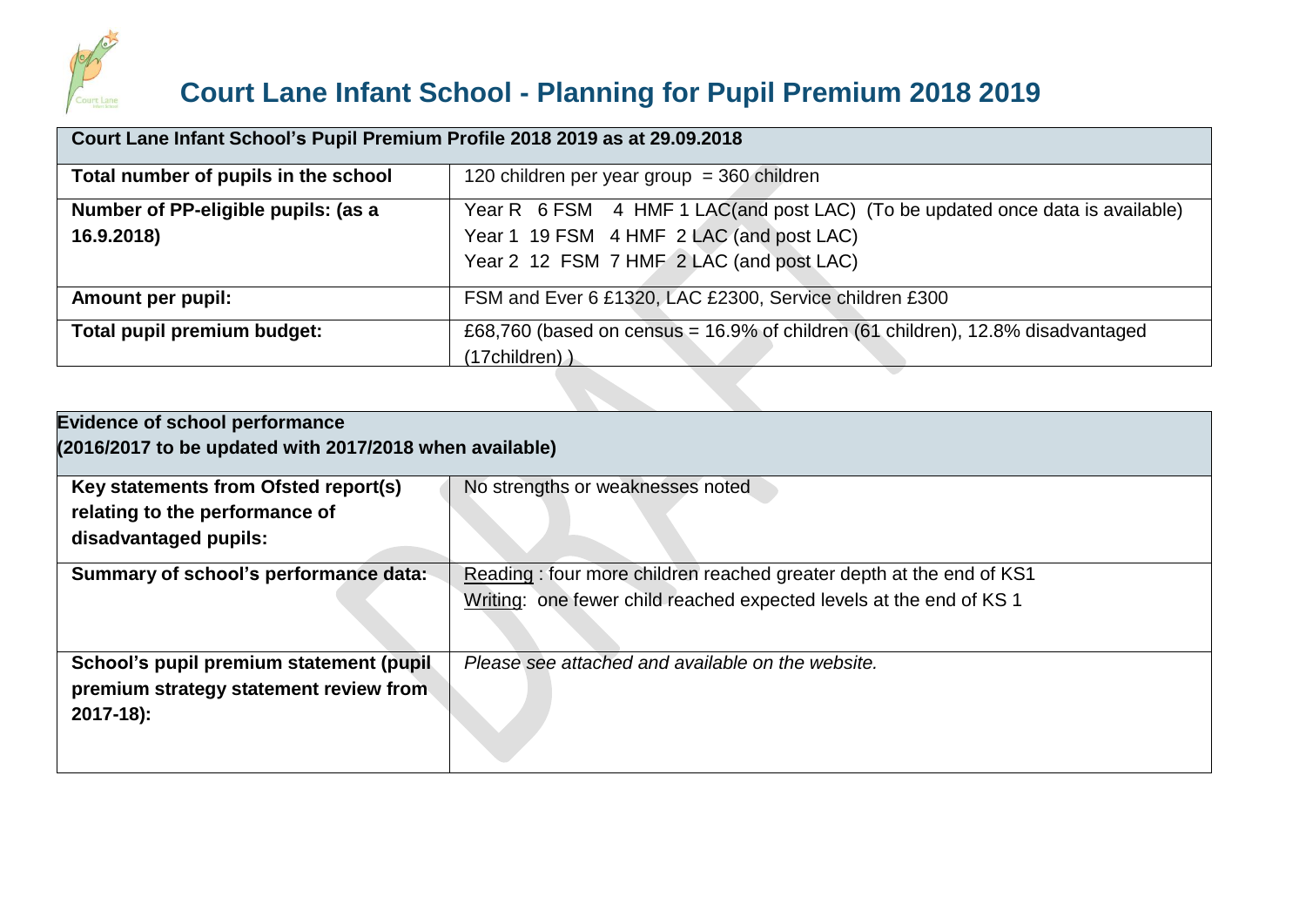# Court Lane Infant School - Planning for Pupil Premium 2018 2019

| Court Lane Infant School's Pupil Premium Profile 2018 2019 as at 29.09.2018 | |
|---|---|
| **Total number of pupils in the school** | 120 children per year group = 360 children |
| **Number of PP-eligible pupils: (as a 16.9.2018)** | Year R 6 FSM 4 HMF 1 LAC(and post LAC) (To be updated once data is available)<br>Year 1 19 FSM 4 HMF 2 LAC (and post LAC)<br>Year 2 12 FSM 7 HMF 2 LAC (and post LAC) |
| **Amount per pupil:** | FSM and Ever 6 £1320, LAC £2300, Service children £300 |
| **Total pupil premium budget:** | £68,760 (based on census = 16.9% of children (61 children), 12.8% disadvantaged (17children) ) |

| Evidence of school performance<br>(2016/2017 to be updated with 2017/2018 when available) | |
|---|---|
| **Key statements from Ofsted report(s) relating to the performance of disadvantaged pupils:** | No strengths or weaknesses noted |
| **Summary of school's performance data:** | <u>Reading</u> : four more children reached greater depth at the end of KS1<br><u>Writing</u>: one fewer child reached expected levels at the end of KS 1 |
| **School's pupil premium statement (pupil premium strategy statement review from 2017-18):** | *Please see attached and available on the website.* |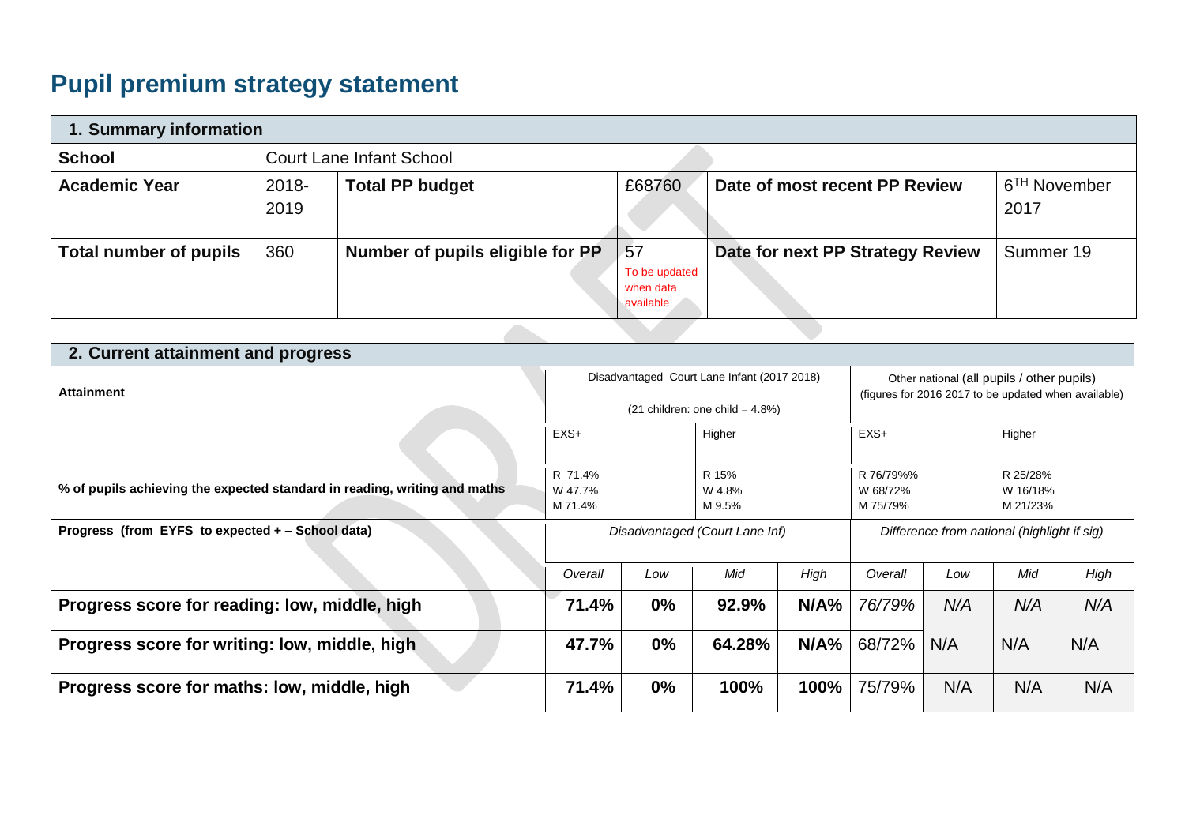# Pupil premium strategy statement

| 1. Summary information | | | | | |
|---|---|---|---|---|---|
| **School** | Court Lane Infant School | | | | |
| **Academic Year** | 2018-2019 | **Total PP budget** | £68760 | **Date of most recent PP Review** | 6TH November 2017 |
| **Total number of pupils** | 360 | **Number of pupils eligible for PP** | 57 To be updated when data available | **Date for next PP Strategy Review** | Summer 19 |

| 2. Current attainment and progress | | | | | | | | |
|---|---|---|---|---|---|---|---|---|
| **Attainment** | Disadvantaged Court Lane Infant (2017 2018) (21 children: one child = 4.8%) | | | | Other national (all pupils / other pupils) (figures for 2016 2017 to be updated when available) | | | |
| | EXS+ | | Higher | | EXS+ | | Higher | |
| **% of pupils achieving the expected standard in reading, writing and maths** | R 71.4% W 47.7% M 71.4% | | R 15% W 4.8% M 9.5% | | R 76/79%% W 68/72% M 75/79% | | R 25/28% W 16/18% M 21/23% | |
| **Progress (from EYFS to expected + – School data)** | *Disadvantaged (Court Lane Inf)* | | | | *Difference from national (highlight if sig)* | | | |
| | *Overall* | *Low* | *Mid* | *High* | *Overall* | *Low* | *Mid* | *High* |
| **Progress score for reading: low, middle, high** | **71.4%** | **0%** | **92.9%** | **N/A%** | *76/79%* | *N/A* | *N/A* | *N/A* |
| **Progress score for writing: low, middle, high** | **47.7%** | **0%** | **64.28%** | **N/A%** | 68/72% | N/A | N/A | N/A |
| **Progress score for maths: low, middle, high** | **71.4%** | **0%** | **100%** | **100%** | 75/79% | N/A | N/A | N/A |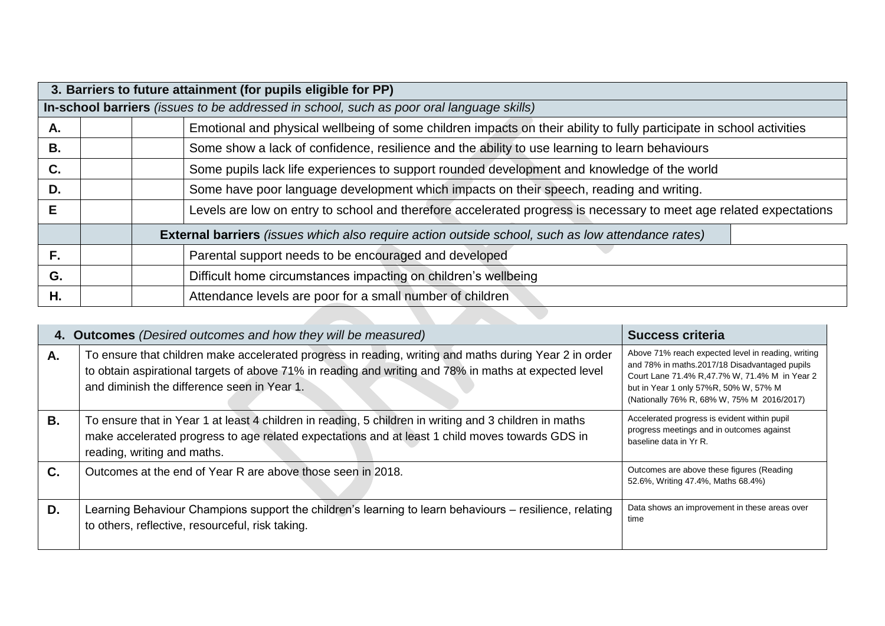| 3. Barriers to future attainment (for pupils eligible for PP) | | | |
|---|---|---|---|
| **In-school barriers** *(issues to be addressed in school, such as poor oral language skills)* | | | |
| **A.** | | | Emotional and physical wellbeing of some children impacts on their ability to fully participate in school activities |
| **B.** | | | Some show a lack of confidence, resilience and the ability to use learning to learn behaviours |
| **C.** | | | Some pupils lack life experiences to support rounded development and knowledge of the world |
| **D.** | | | Some have poor language development which impacts on their speech, reading and writing. |
| **E** | | | Levels are low on entry to school and therefore accelerated progress is necessary to meet age related expectations |
| | | **External barriers** *(issues which also require action outside school, such as low attendance rates)* | |
| **F.** | | | Parental support needs to be encouraged and developed |
| **G.** | | | Difficult home circumstances impacting on children's wellbeing |
| **H.** | | | Attendance levels are poor for a small number of children |

| **4. Outcomes** *(Desired outcomes and how they will be measured)* | | **Success criteria** |
|---|---|---|
| **A.** | To ensure that children make accelerated progress in reading, writing and maths during Year 2 in order to obtain aspirational targets of above 71% in reading and writing and 78% in maths at expected level and diminish the difference seen in Year 1. | Above 71% reach expected level in reading, writing and 78% in maths.2017/18 Disadvantaged pupils Court Lane 71.4% R,47.7% W, 71.4% M in Year 2 but in Year 1 only 57%R, 50% W, 57% M (Nationally 76% R, 68% W, 75% M 2016/2017) |
| **B.** | To ensure that in Year 1 at least 4 children in reading, 5 children in writing and 3 children in maths make accelerated progress to age related expectations and at least 1 child moves towards GDS in reading, writing and maths. | Accelerated progress is evident within pupil progress meetings and in outcomes against baseline data in Yr R. |
| **C.** | Outcomes at the end of Year R are above those seen in 2018. | Outcomes are above these figures (Reading 52.6%, Writing 47.4%, Maths 68.4%) |
| **D.** | Learning Behaviour Champions support the children's learning to learn behaviours – resilience, relating to others, reflective, resourceful, risk taking. | Data shows an improvement in these areas over time |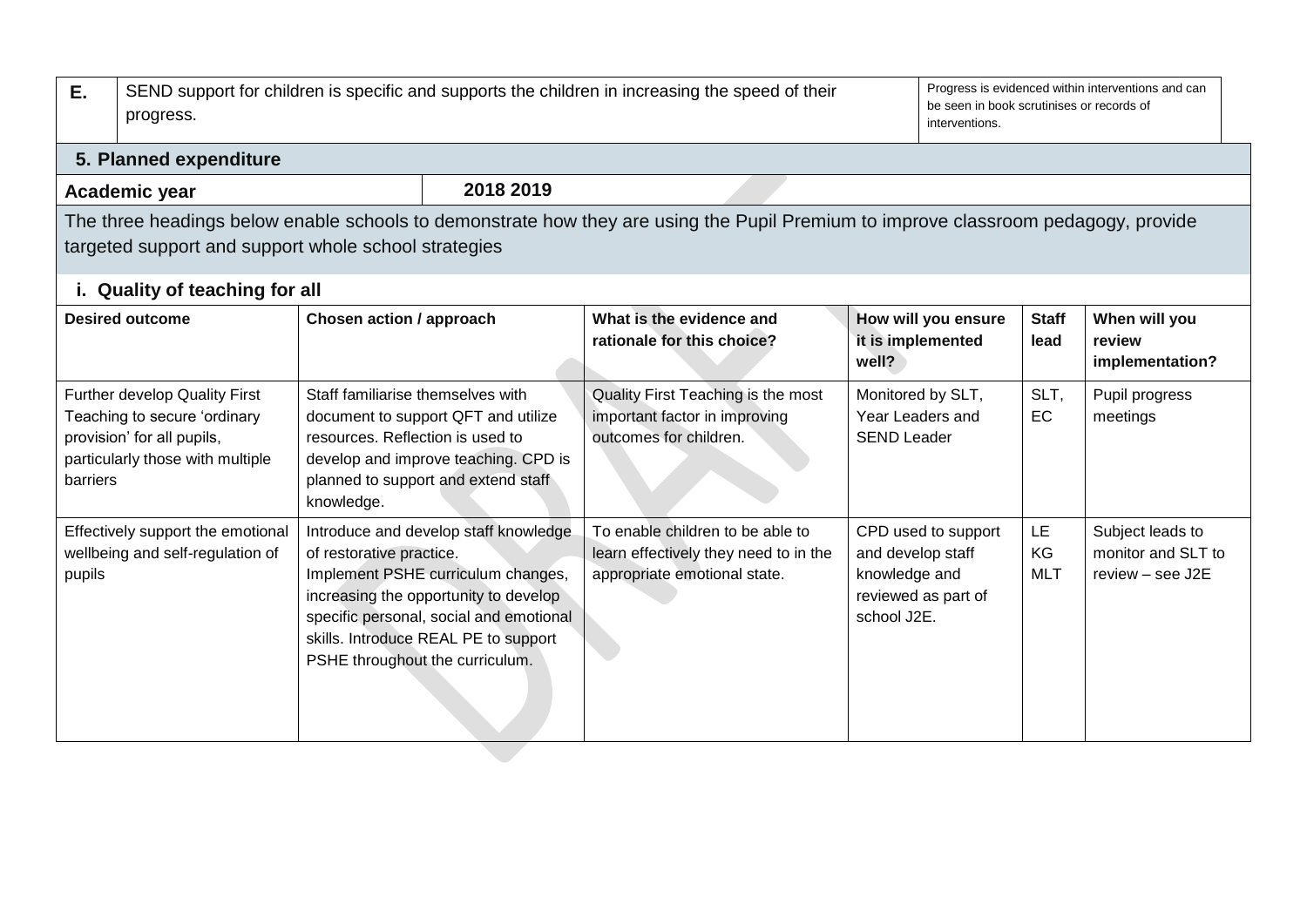| E. | SEND support for children is specific and supports the children in increasing the speed of their progress. | Progress is evidenced within interventions and can be seen in book scrutinises or records of interventions. |
|---|---|---|

## 5. Planned expenditure

| Academic year | 2018 2019 |
|---|---|

The three headings below enable schools to demonstrate how they are using the Pupil Premium to improve classroom pedagogy, provide targeted support and support whole school strategies

### i. Quality of teaching for all

| Desired outcome | Chosen action / approach | What is the evidence and rationale for this choice? | How will you ensure it is implemented well? | Staff lead | When will you review implementation? |
|---|---|---|---|---|---|
| Further develop Quality First Teaching to secure 'ordinary provision' for all pupils, particularly those with multiple barriers | Staff familiarise themselves with document to support QFT and utilize resources. Reflection is used to develop and improve teaching. CPD is planned to support and extend staff knowledge. | Quality First Teaching is the most important factor in improving outcomes for children. | Monitored by SLT, Year Leaders and SEND Leader | SLT, EC | Pupil progress meetings |
| Effectively support the emotional wellbeing and self-regulation of pupils | Introduce and develop staff knowledge of restorative practice. Implement PSHE curriculum changes, increasing the opportunity to develop specific personal, social and emotional skills. Introduce REAL PE to support PSHE throughout the curriculum. | To enable children to be able to learn effectively they need to in the appropriate emotional state. | CPD used to support and develop staff knowledge and reviewed as part of school J2E. | LE KG MLT | Subject leads to monitor and SLT to review – see J2E |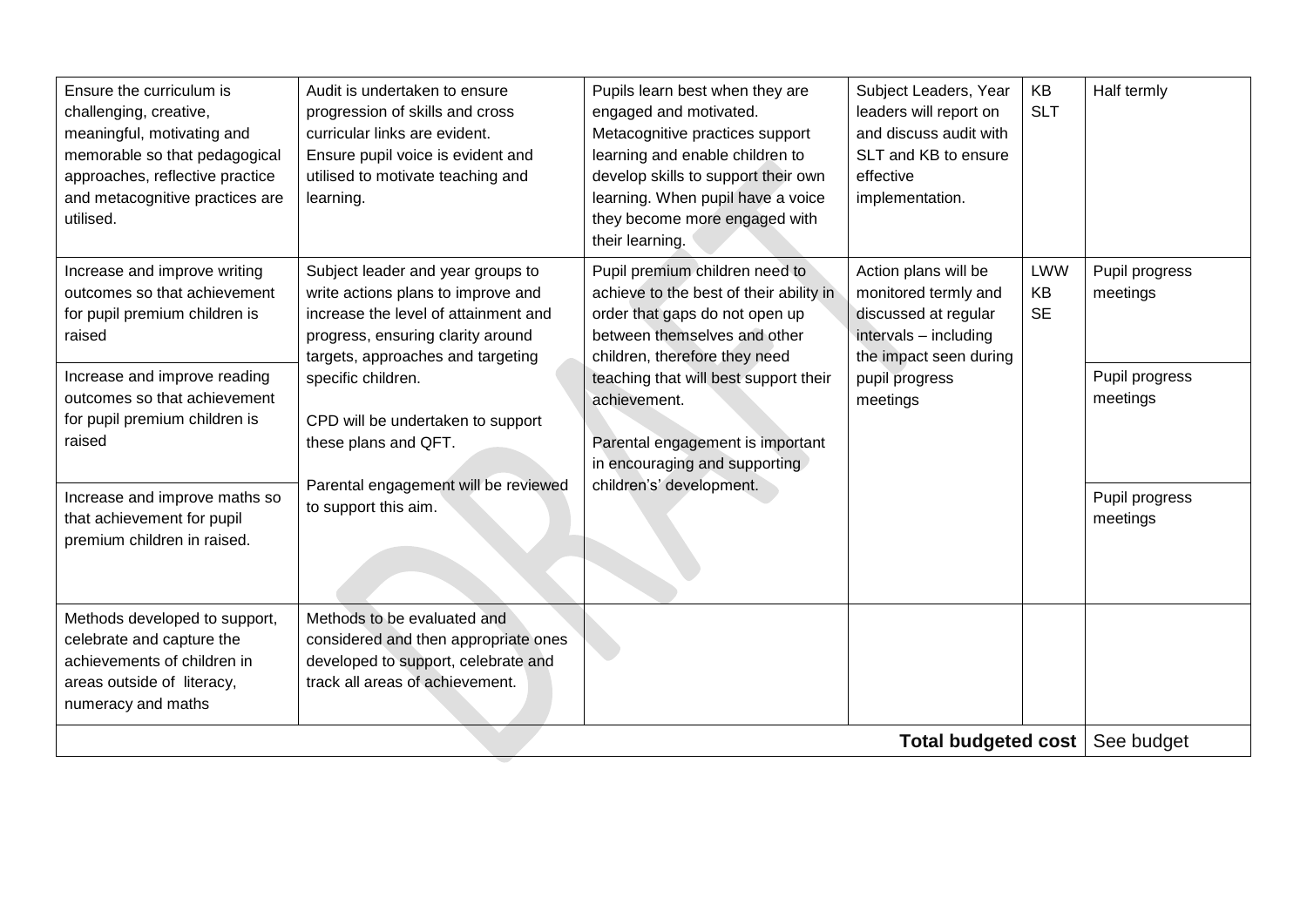| | | | | | |
|---|---|---|---|---|---|
| Ensure the curriculum is challenging, creative, meaningful, motivating and memorable so that pedagogical approaches, reflective practice and metacognitive practices are utilised. | Audit is undertaken to ensure progression of skills and cross curricular links are evident.<br>Ensure pupil voice is evident and utilised to motivate teaching and learning. | Pupils learn best when they are engaged and motivated. Metacognitive practices support learning and enable children to develop skills to support their own learning. When pupil have a voice they become more engaged with their learning. | Subject Leaders, Year leaders will report on and discuss audit with SLT and KB to ensure effective implementation. | KB<br>SLT | Half termly |
| Increase and improve writing outcomes so that achievement for pupil premium children is raised | Subject leader and year groups to write actions plans to improve and increase the level of attainment and progress, ensuring clarity around targets, approaches and targeting specific children.<br><br>CPD will be undertaken to support these plans and QFT.<br><br>Parental engagement will be reviewed to support this aim. | Pupil premium children need to achieve to the best of their ability in order that gaps do not open up between themselves and other children, therefore they need teaching that will best support their achievement.<br><br>Parental engagement is important in encouraging and supporting children's' development. | Action plans will be monitored termly and discussed at regular intervals – including the impact seen during pupil progress meetings | LWW<br>KB<br>SE | Pupil progress meetings |
| Increase and improve reading outcomes so that achievement for pupil premium children is raised | | | | | Pupil progress meetings |
| Increase and improve maths so that achievement for pupil premium children in raised. | | | | | Pupil progress meetings |
| Methods developed to support, celebrate and capture the achievements of children in areas outside of literacy, numeracy and maths | Methods to be evaluated and considered and then appropriate ones developed to support, celebrate and track all areas of achievement. | | | | |
| | | | | **Total budgeted cost** | See budget |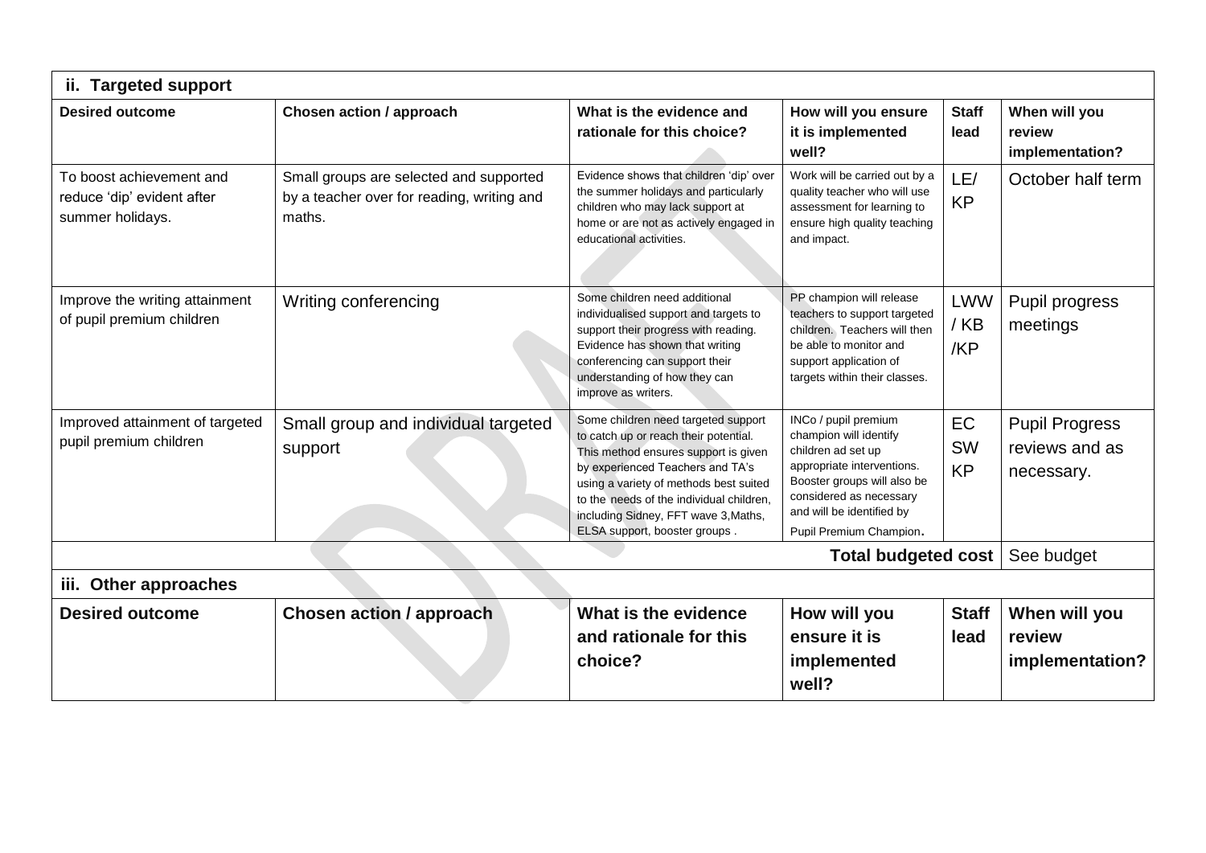| ii. Targeted support | | | | | |
|---|---|---|---|---|---|
| **Desired outcome** | **Chosen action / approach** | **What is the evidence and rationale for this choice?** | **How will you ensure it is implemented well?** | **Staff lead** | **When will you review implementation?** |
| To boost achievement and reduce 'dip' evident after summer holidays. | Small groups are selected and supported by a teacher over for reading, writing and maths. | Evidence shows that children 'dip' over the summer holidays and particularly children who may lack support at home or are not as actively engaged in educational activities. | Work will be carried out by a quality teacher who will use assessment for learning to ensure high quality teaching and impact. | LE/ KP | October half term |
| Improve the writing attainment of pupil premium children | Writing conferencing | Some children need additional individualised support and targets to support their progress with reading. Evidence has shown that writing conferencing can support their understanding of how they can improve as writers. | PP champion will release teachers to support targeted children. Teachers will then be able to monitor and support application of targets within their classes. | LWW / KB /KP | Pupil progress meetings |
| Improved attainment of targeted pupil premium children | Small group and individual targeted support | Some children need targeted support to catch up or reach their potential. This method ensures support is given by experienced Teachers and TA's using a variety of methods best suited to the needs of the individual children, including Sidney, FFT wave 3,Maths, ELSA support, booster groups . | INCo / pupil premium champion will identify children ad set up appropriate interventions. Booster groups will also be considered as necessary and will be identified by Pupil Premium Champion. | EC SW KP | Pupil Progress reviews and as necessary. |
| | | | | **Total budgeted cost** | See budget |

| iii. Other approaches | | | | | |
|---|---|---|---|---|---|
| **Desired outcome** | **Chosen action / approach** | **What is the evidence and rationale for this choice?** | **How will you ensure it is implemented well?** | **Staff lead** | **When will you review implementation?** |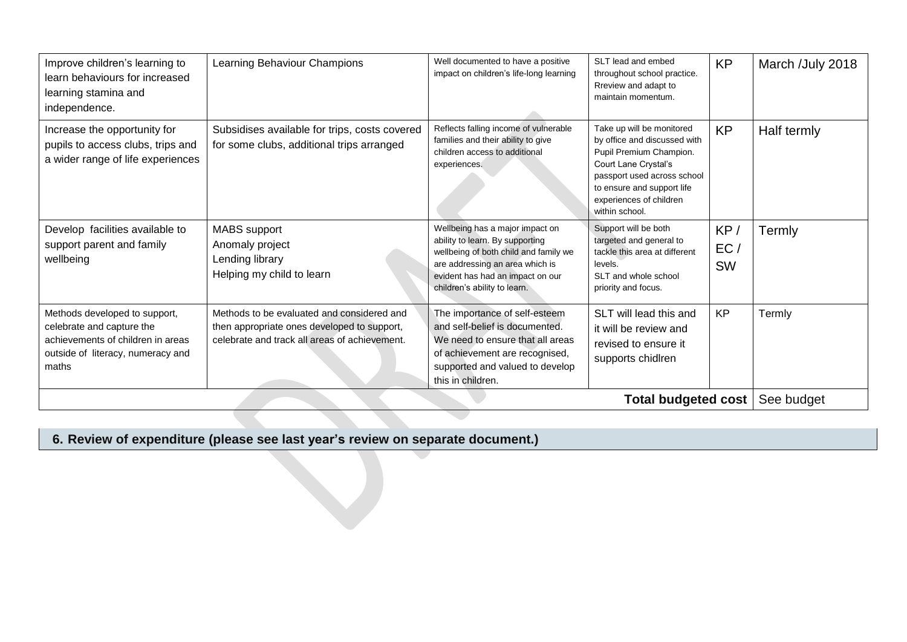| | | | | | |
|---|---|---|---|---|---|
| Improve children's learning to learn behaviours for increased learning stamina and independence. | Learning Behaviour Champions | Well documented to have a positive impact on children's life-long learning | SLT lead and embed throughout school practice. Rreview and adapt to maintain momentum. | KP | March /July 2018 |
| Increase the opportunity for pupils to access clubs, trips and a wider range of life experiences | Subsidises available for trips, costs covered for some clubs, additional trips arranged | Reflects falling income of vulnerable families and their ability to give children access to additional experiences. | Take up will be monitored by office and discussed with Pupil Premium Champion. Court Lane Crystal's passport used across school to ensure and support life experiences of children within school. | KP | Half termly |
| Develop facilities available to support parent and family wellbeing | MABS support<br>Anomaly project<br>Lending library<br>Helping my child to learn | Wellbeing has a major impact on ability to learn. By supporting wellbeing of both child and family we are addressing an area which is evident has had an impact on our children's ability to learn. | Support will be both targeted and general to tackle this area at different levels.<br>SLT and whole school priority and focus. | KP / EC / SW | Termly |
| Methods developed to support, celebrate and capture the achievements of children in areas outside of literacy, numeracy and maths | Methods to be evaluated and considered and then appropriate ones developed to support, celebrate and track all areas of achievement. | The importance of self-esteem and self-belief is documented. We need to ensure that all areas of achievement are recognised, supported and valued to develop this in children. | SLT will lead this and it will be review and revised to ensure it supports chidlren | KP | Termly |
| | | | | **Total budgeted cost** | See budget |

## 6. Review of expenditure (please see last year's review on separate document.)